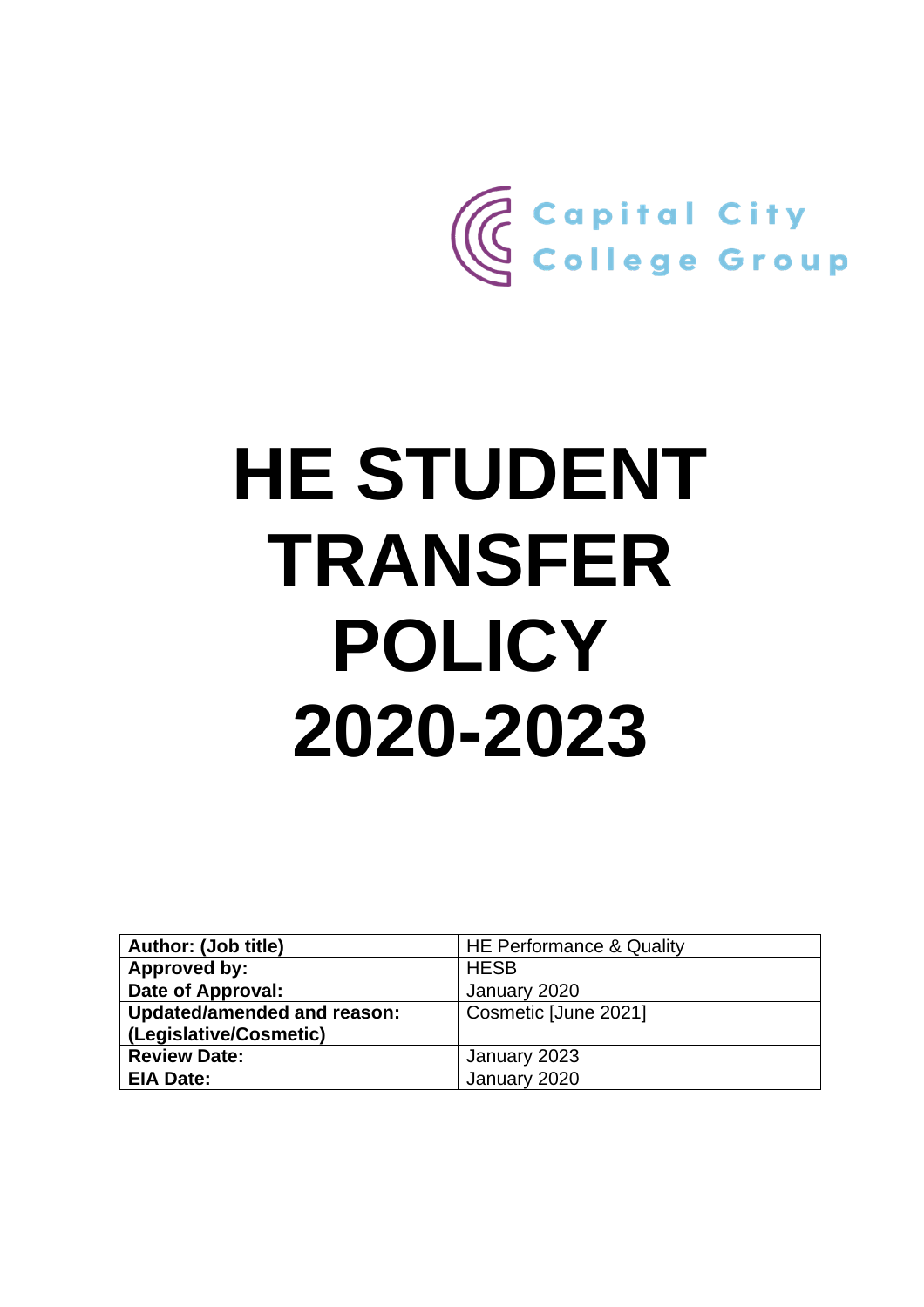Capital City College Group

# HE STUDENT TRANSFER POLICY 2020-2023

| **Author: (Job title)** | HE Performance & Quality |
|---|---|
| **Approved by:** | HESB |
| **Date of Approval:** | January 2020 |
| **Updated/amended and reason: (Legislative/Cosmetic)** | Cosmetic [June 2021] |
| **Review Date:** | January 2023 |
| **EIA Date:** | January 2020 |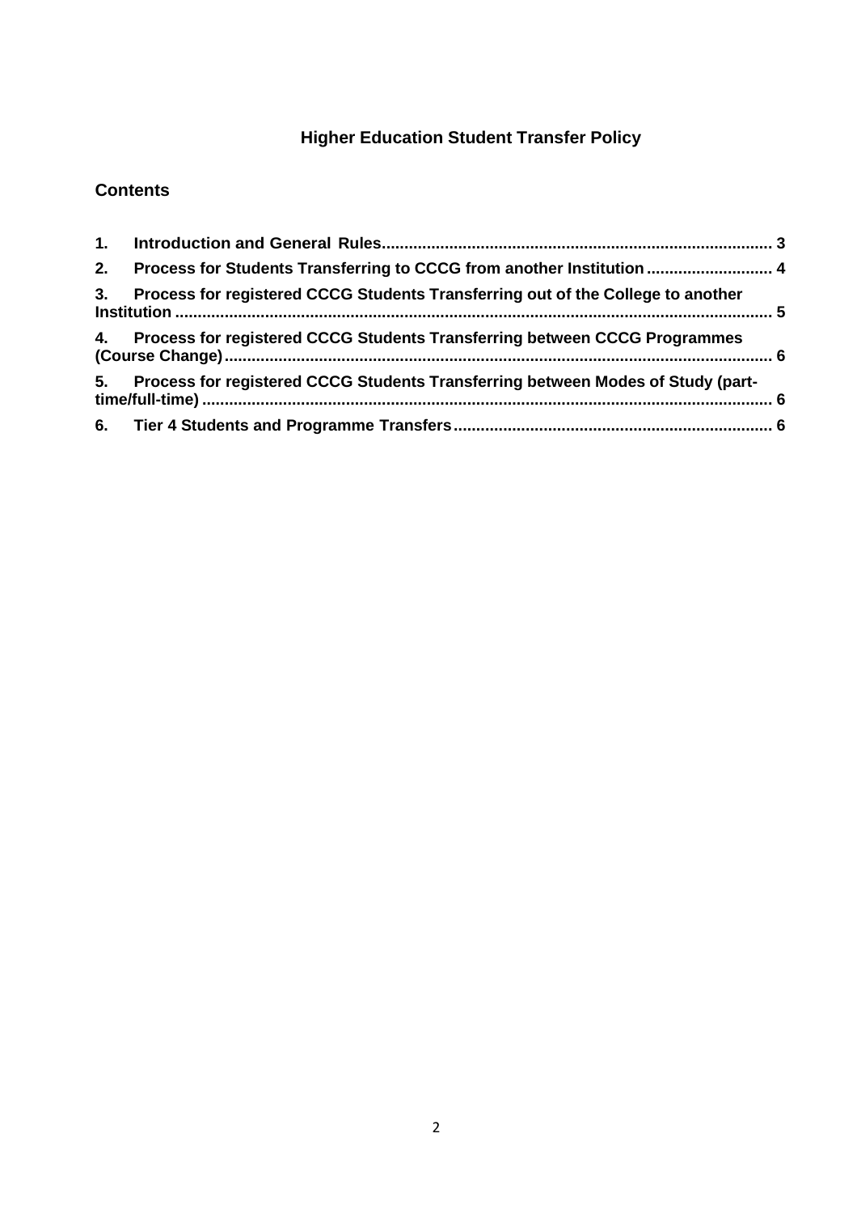# Higher Education Student Transfer Policy

## Contents

1. Introduction and General Rules ........................................................................ 3
2. Process for Students Transferring to CCCG from another Institution ............................ 4
3. Process for registered CCCG Students Transferring out of the College to another Institution ........................................................................................................ 5
4. Process for registered CCCG Students Transferring between CCCG Programmes (Course Change) .............................................................................................. 6
5. Process for registered CCCG Students Transferring between Modes of Study (part-time/full-time) .............................................................................................. 6
6. Tier 4 Students and Programme Transfers ........................................................... 6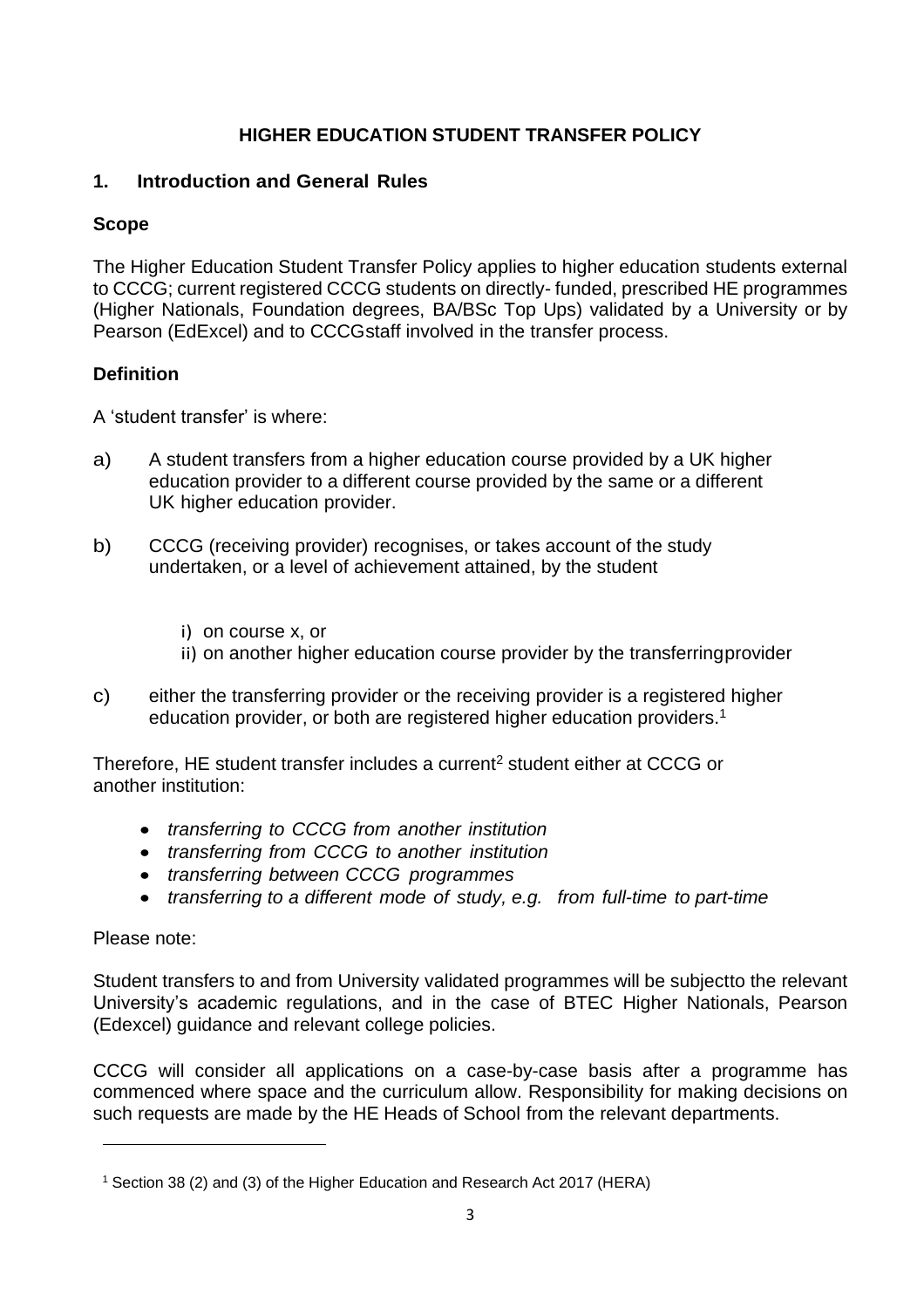# HIGHER EDUCATION STUDENT TRANSFER POLICY

## 1. Introduction and General Rules

### Scope

The Higher Education Student Transfer Policy applies to higher education students external to CCCG; current registered CCCG students on directly- funded, prescribed HE programmes (Higher Nationals, Foundation degrees, BA/BSc Top Ups) validated by a University or by Pearson (EdExcel) and to CCCGstaff involved in the transfer process.

### Definition

A 'student transfer' is where:

a) A student transfers from a higher education course provided by a UK higher education provider to a different course provided by the same or a different UK higher education provider.

b) CCCG (receiving provider) recognises, or takes account of the study undertaken, or a level of achievement attained, by the student

   i) on course x, or
   ii) on another higher education course provider by the transferringprovider

c) either the transferring provider or the receiving provider is a registered higher education provider, or both are registered higher education providers.[1]

Therefore, HE student transfer includes a current[2] student either at CCCG or another institution:

- *transferring to CCCG from another institution*
- *transferring from CCCG to another institution*
- *transferring between CCCG programmes*
- *transferring to a different mode of study, e.g. from full-time to part-time*

Please note:

Student transfers to and from University validated programmes will be subjectto the relevant University's academic regulations, and in the case of BTEC Higher Nationals, Pearson (Edexcel) guidance and relevant college policies.

CCCG will consider all applications on a case-by-case basis after a programme has commenced where space and the curriculum allow. Responsibility for making decisions on such requests are made by the HE Heads of School from the relevant departments.

---

[1] Section 38 (2) and (3) of the Higher Education and Research Act 2017 (HERA)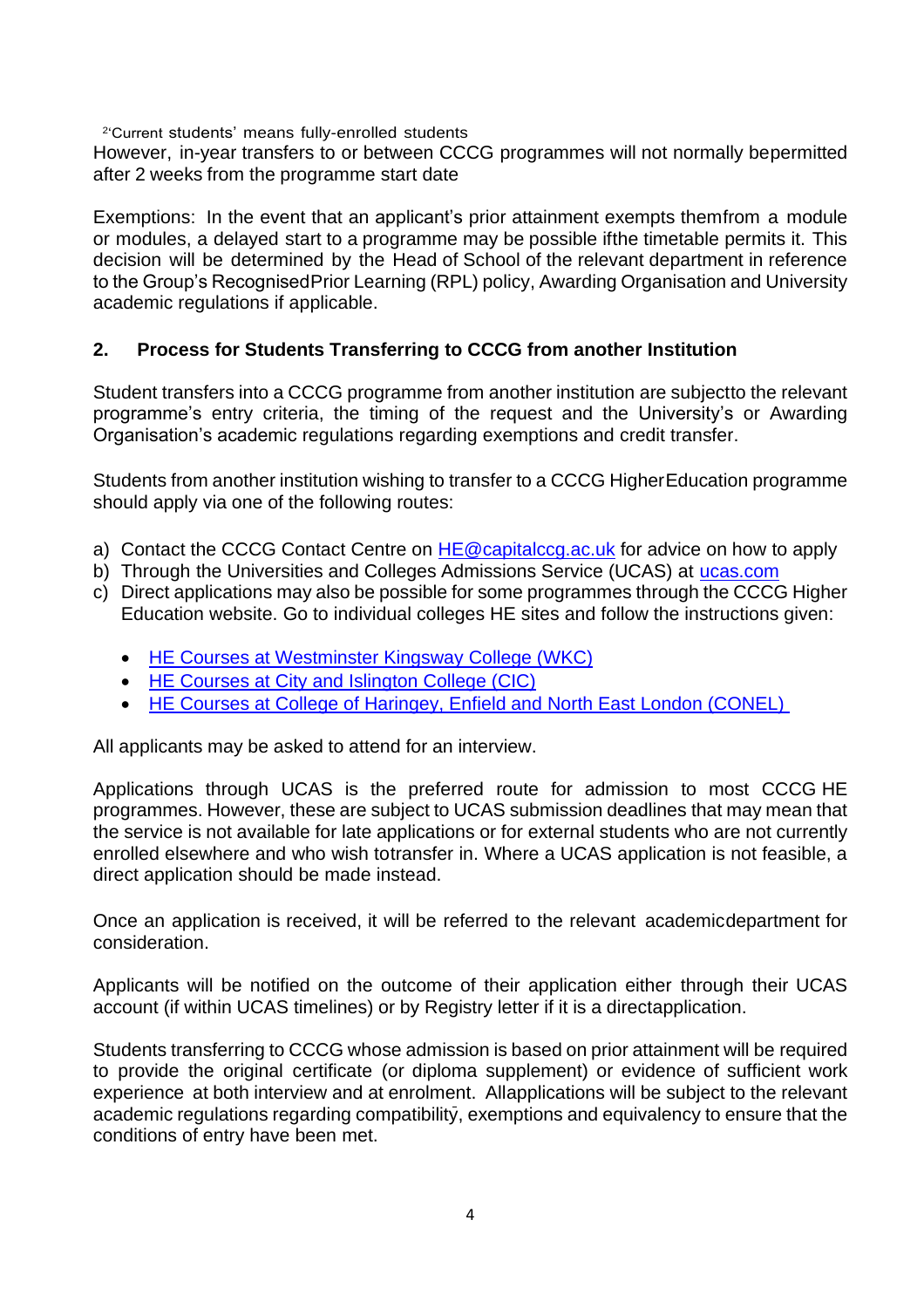[2] 'Current students' means fully-enrolled students

However, in-year transfers to or between CCCG programmes will not normally bepermitted after 2 weeks from the programme start date

Exemptions: In the event that an applicant's prior attainment exempts themfrom a module or modules, a delayed start to a programme may be possible ifthe timetable permits it. This decision will be determined by the Head of School of the relevant department in reference to the Group's RecognisedPrior Learning (RPL) policy, Awarding Organisation and University academic regulations if applicable.

## 2. Process for Students Transferring to CCCG from another Institution

Student transfers into a CCCG programme from another institution are subjectto the relevant programme's entry criteria, the timing of the request and the University's or Awarding Organisation's academic regulations regarding exemptions and credit transfer.

Students from another institution wishing to transfer to a CCCG HigherEducation programme should apply via one of the following routes:

a) Contact the CCCG Contact Centre on [HE@capitalccg.ac.uk](mailto:HE@capitalccg.ac.uk) for advice on how to apply
b) Through the Universities and Colleges Admissions Service (UCAS) at [ucas.com](https://ucas.com)
c) Direct applications may also be possible for some programmes through the CCCG Higher Education website. Go to individual colleges HE sites and follow the instructions given:
    - HE Courses at Westminster Kingsway College (WKC)
    - HE Courses at City and Islington College (CIC)
    - HE Courses at College of Haringey, Enfield and North East London (CONEL)

All applicants may be asked to attend for an interview.

Applications through UCAS is the preferred route for admission to most CCCG HE programmes. However, these are subject to UCAS submission deadlines that may mean that the service is not available for late applications or for external students who are not currently enrolled elsewhere and who wish totransfer in. Where a UCAS application is not feasible, a direct application should be made instead.

Once an application is received, it will be referred to the relevant academicdepartment for consideration.

Applicants will be notified on the outcome of their application either through their UCAS account (if within UCAS timelines) or by Registry letter if it is a directapplication.

Students transferring to CCCG whose admission is based on prior attainment will be required to provide the original certificate (or diploma supplement) or evidence of sufficient work experience at both interview and at enrolment. Allapplications will be subject to the relevant academic regulations regarding compatibility, exemptions and equivalency to ensure that the conditions of entry have been met.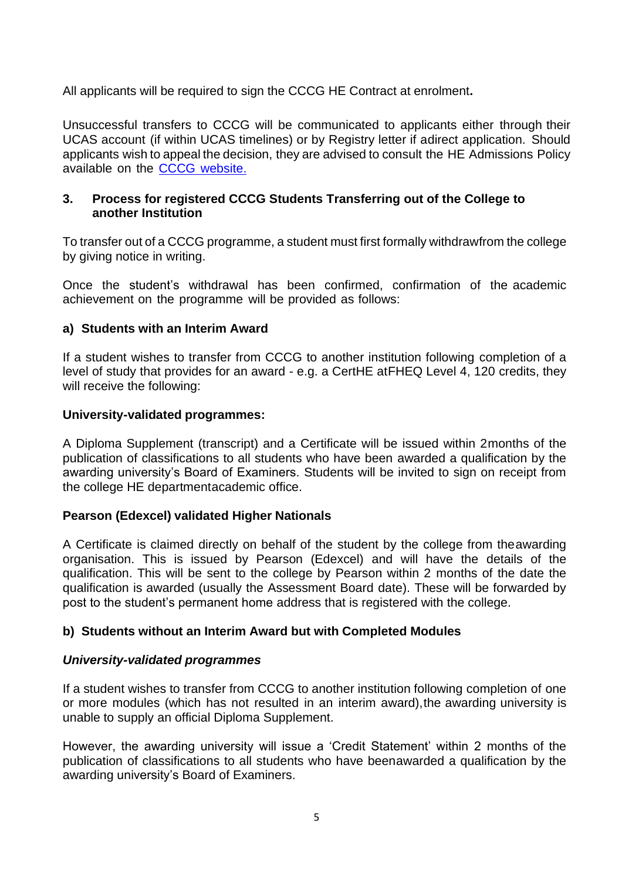All applicants will be required to sign the CCCG HE Contract at enrolment**.**

Unsuccessful transfers to CCCG will be communicated to applicants either through their UCAS account (if within UCAS timelines) or by Registry letter if adirect application. Should applicants wish to appeal the decision, they are advised to consult the HE Admissions Policy available on the [CCCG website.](CCCG website.)

## 3. Process for registered CCCG Students Transferring out of the College to another Institution

To transfer out of a CCCG programme, a student must first formally withdrawfrom the college by giving notice in writing.

Once the student's withdrawal has been confirmed, confirmation of the academic achievement on the programme will be provided as follows:

### a) Students with an Interim Award

If a student wishes to transfer from CCCG to another institution following completion of a level of study that provides for an award - e.g. a CertHE atFHEQ Level 4, 120 credits, they will receive the following:

**University-validated programmes:**

A Diploma Supplement (transcript) and a Certificate will be issued within 2months of the publication of classifications to all students who have been awarded a qualification by the awarding university's Board of Examiners. Students will be invited to sign on receipt from the college HE departmentacademic office.

**Pearson (Edexcel) validated Higher Nationals**

A Certificate is claimed directly on behalf of the student by the college from theawarding organisation. This is issued by Pearson (Edexcel) and will have the details of the qualification. This will be sent to the college by Pearson within 2 months of the date the qualification is awarded (usually the Assessment Board date). These will be forwarded by post to the student's permanent home address that is registered with the college.

### b) Students without an Interim Award but with Completed Modules

***University-validated programmes***

If a student wishes to transfer from CCCG to another institution following completion of one or more modules (which has not resulted in an interim award),the awarding university is unable to supply an official Diploma Supplement.

However, the awarding university will issue a 'Credit Statement' within 2 months of the publication of classifications to all students who have beenawarded a qualification by the awarding university's Board of Examiners.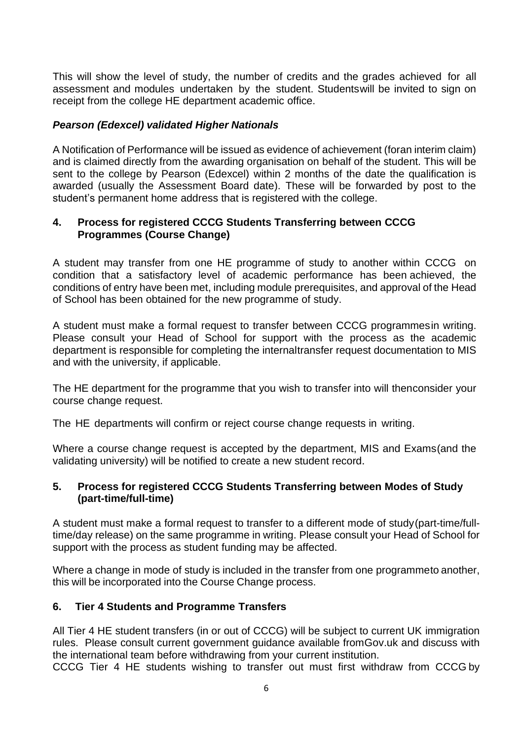This will show the level of study, the number of credits and the grades achieved for all assessment and modules undertaken by the student. Studentswill be invited to sign on receipt from the college HE department academic office.

***Pearson (Edexcel) validated Higher Nationals***

A Notification of Performance will be issued as evidence of achievement (foran interim claim) and is claimed directly from the awarding organisation on behalf of the student. This will be sent to the college by Pearson (Edexcel) within 2 months of the date the qualification is awarded (usually the Assessment Board date). These will be forwarded by post to the student's permanent home address that is registered with the college.

## 4. Process for registered CCCG Students Transferring between CCCG Programmes (Course Change)

A student may transfer from one HE programme of study to another within CCCG on condition that a satisfactory level of academic performance has been achieved, the conditions of entry have been met, including module prerequisites, and approval of the Head of School has been obtained for the new programme of study.

A student must make a formal request to transfer between CCCG programmesin writing. Please consult your Head of School for support with the process as the academic department is responsible for completing the internaltransfer request documentation to MIS and with the university, if applicable.

The HE department for the programme that you wish to transfer into will thenconsider your course change request.

The HE departments will confirm or reject course change requests in writing.

Where a course change request is accepted by the department, MIS and Exams(and the validating university) will be notified to create a new student record.

## 5. Process for registered CCCG Students Transferring between Modes of Study (part-time/full-time)

A student must make a formal request to transfer to a different mode of study(part-time/full-time/day release) on the same programme in writing. Please consult your Head of School for support with the process as student funding may be affected.

Where a change in mode of study is included in the transfer from one programmeto another, this will be incorporated into the Course Change process.

## 6. Tier 4 Students and Programme Transfers

All Tier 4 HE student transfers (in or out of CCCG) will be subject to current UK immigration rules. Please consult current government guidance available fromGov.uk and discuss with the international team before withdrawing from your current institution.
CCCG Tier 4 HE students wishing to transfer out must first withdraw from CCCG by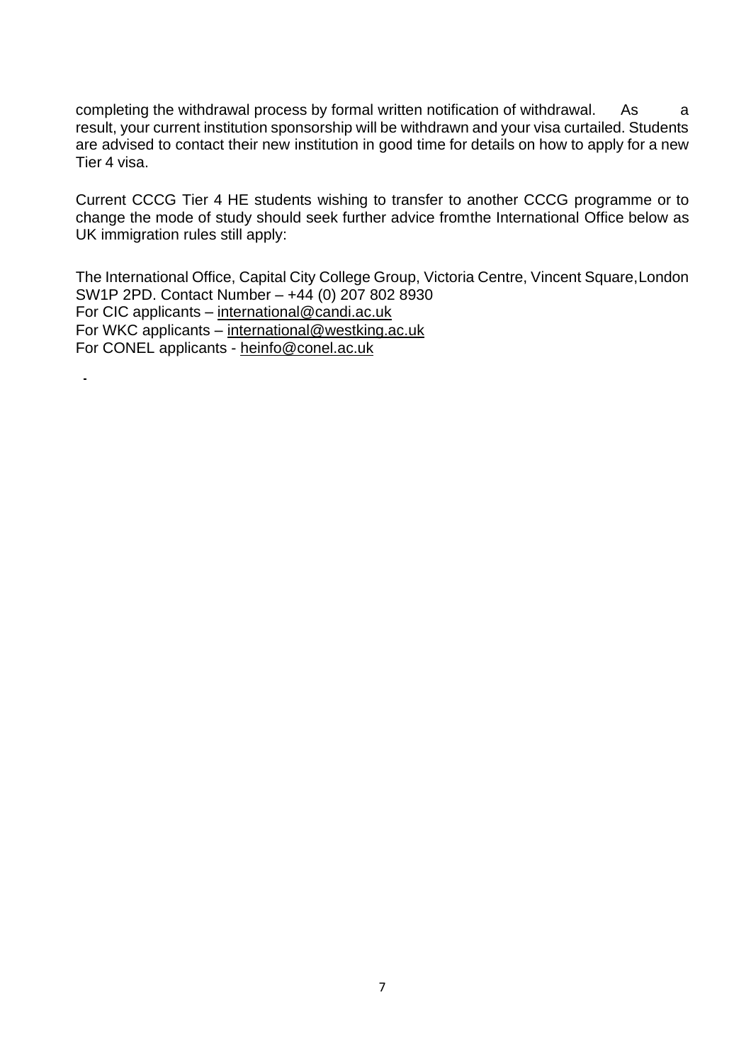completing the withdrawal process by formal written notification of withdrawal. As a result, your current institution sponsorship will be withdrawn and your visa curtailed. Students are advised to contact their new institution in good time for details on how to apply for a new Tier 4 visa.

Current CCCG Tier 4 HE students wishing to transfer to another CCCG programme or to change the mode of study should seek further advice fromthe International Office below as UK immigration rules still apply:

The International Office, Capital City College Group, Victoria Centre, Vincent Square,London SW1P 2PD. Contact Number – +44 (0) 207 802 8930
For CIC applicants – international@candi.ac.uk
For WKC applicants – international@westking.ac.uk
For CONEL applicants - heinfo@conel.ac.uk